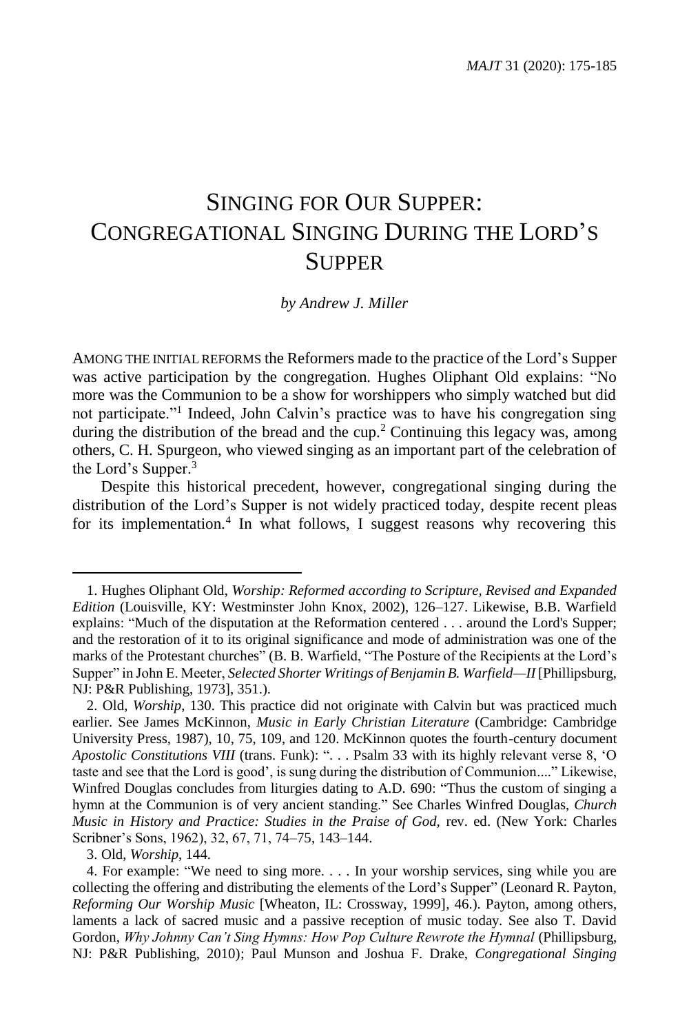# SINGING FOR OUR SUPPER: CONGREGATIONAL SINGING DURING THE LORD'S SUPPER

*by Andrew J. Miller*

AMONG THE INITIAL REFORMS the Reformers made to the practice of the Lord's Supper was active participation by the congregation. Hughes Oliphant Old explains: "No more was the Communion to be a show for worshippers who simply watched but did not participate."[1] Indeed, John Calvin's practice was to have his congregation sing during the distribution of the bread and the cup.[2] Continuing this legacy was, among others, C. H. Spurgeon, who viewed singing as an important part of the celebration of the Lord's Supper.[3]

Despite this historical precedent, however, congregational singing during the distribution of the Lord's Supper is not widely practiced today, despite recent pleas for its implementation.[4] In what follows, I suggest reasons why recovering this

---

1. Hughes Oliphant Old, *Worship: Reformed according to Scripture, Revised and Expanded Edition* (Louisville, KY: Westminster John Knox, 2002), 126–127. Likewise, B.B. Warfield explains: "Much of the disputation at the Reformation centered . . . around the Lord's Supper; and the restoration of it to its original significance and mode of administration was one of the marks of the Protestant churches" (B. B. Warfield, "The Posture of the Recipients at the Lord's Supper" in John E. Meeter, *Selected Shorter Writings of Benjamin B. Warfield—II* [Phillipsburg, NJ: P&R Publishing, 1973], 351.).

2. Old, *Worship*, 130. This practice did not originate with Calvin but was practiced much earlier. See James McKinnon, *Music in Early Christian Literature* (Cambridge: Cambridge University Press, 1987), 10, 75, 109, and 120. McKinnon quotes the fourth-century document *Apostolic Constitutions VIII* (trans. Funk): ". . . Psalm 33 with its highly relevant verse 8, 'O taste and see that the Lord is good', is sung during the distribution of Communion...." Likewise, Winfred Douglas concludes from liturgies dating to A.D. 690: "Thus the custom of singing a hymn at the Communion is of very ancient standing." See Charles Winfred Douglas, *Church Music in History and Practice: Studies in the Praise of God,* rev. ed. (New York: Charles Scribner's Sons, 1962), 32, 67, 71, 74–75, 143–144.

3. Old, *Worship*, 144.

4. For example: "We need to sing more. . . . In your worship services, sing while you are collecting the offering and distributing the elements of the Lord's Supper" (Leonard R. Payton, *Reforming Our Worship Music* [Wheaton, IL: Crossway, 1999], 46.). Payton, among others, laments a lack of sacred music and a passive reception of music today. See also T. David Gordon, *Why Johnny Can't Sing Hymns: How Pop Culture Rewrote the Hymnal* (Phillipsburg, NJ: P&R Publishing, 2010); Paul Munson and Joshua F. Drake, *Congregational Singing*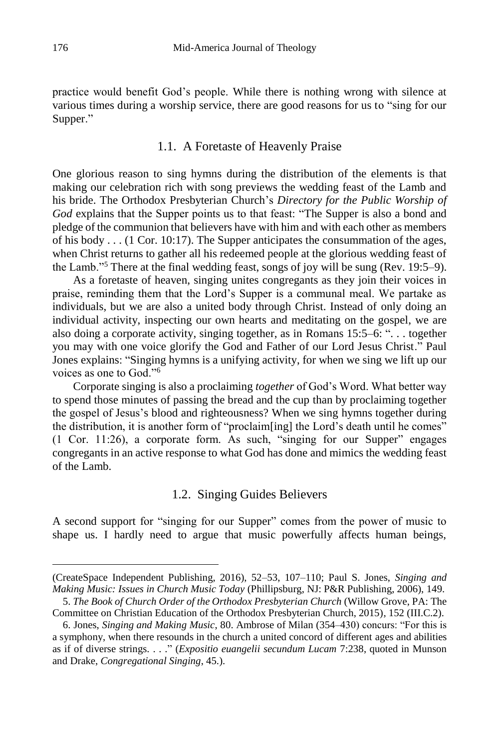practice would benefit God's people. While there is nothing wrong with silence at various times during a worship service, there are good reasons for us to "sing for our Supper."

## 1.1. A Foretaste of Heavenly Praise

One glorious reason to sing hymns during the distribution of the elements is that making our celebration rich with song previews the wedding feast of the Lamb and his bride. The Orthodox Presbyterian Church's *Directory for the Public Worship of God* explains that the Supper points us to that feast: "The Supper is also a bond and pledge of the communion that believers have with him and with each other as members of his body . . . (1 Cor. 10:17). The Supper anticipates the consummation of the ages, when Christ returns to gather all his redeemed people at the glorious wedding feast of the Lamb."[5] There at the final wedding feast, songs of joy will be sung (Rev. 19:5–9).

As a foretaste of heaven, singing unites congregants as they join their voices in praise, reminding them that the Lord's Supper is a communal meal. We partake as individuals, but we are also a united body through Christ. Instead of only doing an individual activity, inspecting our own hearts and meditating on the gospel, we are also doing a corporate activity, singing together, as in Romans 15:5–6: ". . . together you may with one voice glorify the God and Father of our Lord Jesus Christ." Paul Jones explains: "Singing hymns is a unifying activity, for when we sing we lift up our voices as one to God."[6]

Corporate singing is also a proclaiming *together* of God's Word. What better way to spend those minutes of passing the bread and the cup than by proclaiming together the gospel of Jesus's blood and righteousness? When we sing hymns together during the distribution, it is another form of "proclaim[ing] the Lord's death until he comes" (1 Cor. 11:26), a corporate form. As such, "singing for our Supper" engages congregants in an active response to what God has done and mimics the wedding feast of the Lamb.

## 1.2. Singing Guides Believers

A second support for "singing for our Supper" comes from the power of music to shape us. I hardly need to argue that music powerfully affects human beings,

---

(CreateSpace Independent Publishing, 2016), 52–53, 107–110; Paul S. Jones, *Singing and Making Music: Issues in Church Music Today* (Phillipsburg, NJ: P&R Publishing, 2006), 149.

5. *The Book of Church Order of the Orthodox Presbyterian Church* (Willow Grove, PA: The Committee on Christian Education of the Orthodox Presbyterian Church, 2015), 152 (III.C.2).

6. Jones, *Singing and Making Music*, 80. Ambrose of Milan (354–430) concurs: "For this is a symphony, when there resounds in the church a united concord of different ages and abilities as if of diverse strings. . . ." (*Expositio euangelii secundum Lucam* 7:238, quoted in Munson and Drake, *Congregational Singing*, 45.).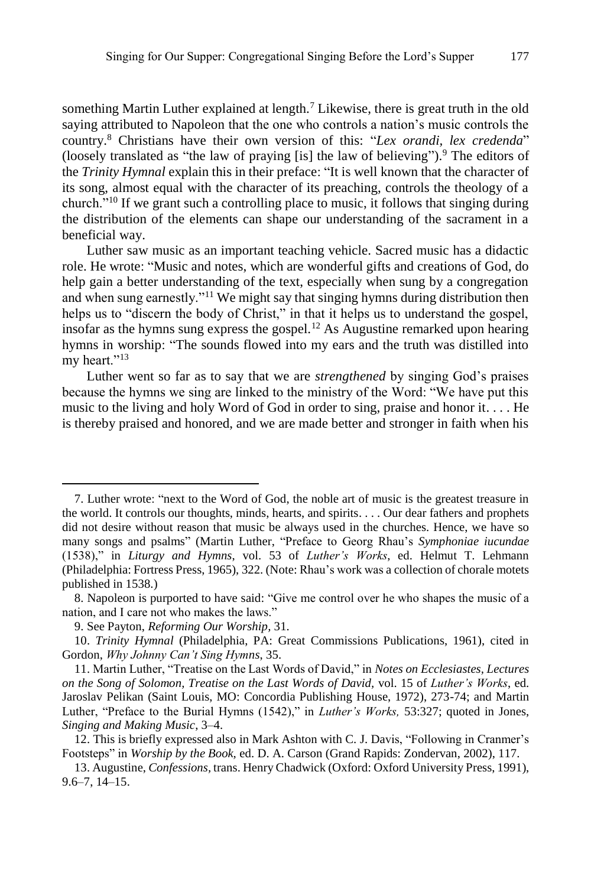something Martin Luther explained at length.[7] Likewise, there is great truth in the old saying attributed to Napoleon that the one who controls a nation's music controls the country.[8] Christians have their own version of this: "*Lex orandi, lex credenda*" (loosely translated as "the law of praying [is] the law of believing").[9] The editors of the *Trinity Hymnal* explain this in their preface: "It is well known that the character of its song, almost equal with the character of its preaching, controls the theology of a church."[10] If we grant such a controlling place to music, it follows that singing during the distribution of the elements can shape our understanding of the sacrament in a beneficial way.

Luther saw music as an important teaching vehicle. Sacred music has a didactic role. He wrote: "Music and notes, which are wonderful gifts and creations of God, do help gain a better understanding of the text, especially when sung by a congregation and when sung earnestly."[11] We might say that singing hymns during distribution then helps us to "discern the body of Christ," in that it helps us to understand the gospel, insofar as the hymns sung express the gospel.[12] As Augustine remarked upon hearing hymns in worship: "The sounds flowed into my ears and the truth was distilled into my heart."[13]

Luther went so far as to say that we are *strengthened* by singing God's praises because the hymns we sing are linked to the ministry of the Word: "We have put this music to the living and holy Word of God in order to sing, praise and honor it. . . . He is thereby praised and honored, and we are made better and stronger in faith when his

---

7. Luther wrote: "next to the Word of God, the noble art of music is the greatest treasure in the world. It controls our thoughts, minds, hearts, and spirits. . . . Our dear fathers and prophets did not desire without reason that music be always used in the churches. Hence, we have so many songs and psalms" (Martin Luther, "Preface to Georg Rhau's *Symphoniae iucundae* (1538)," in *Liturgy and Hymns*, vol. 53 of *Luther's Works*, ed. Helmut T. Lehmann (Philadelphia: Fortress Press, 1965), 322. (Note: Rhau's work was a collection of chorale motets published in 1538.)

8. Napoleon is purported to have said: "Give me control over he who shapes the music of a nation, and I care not who makes the laws."

9. See Payton, *Reforming Our Worship*, 31.

10. *Trinity Hymnal* (Philadelphia, PA: Great Commissions Publications, 1961), cited in Gordon, *Why Johnny Can't Sing Hymns*, 35.

11. Martin Luther, "Treatise on the Last Words of David," in *Notes on Ecclesiastes, Lectures on the Song of Solomon, Treatise on the Last Words of David*, vol. 15 of *Luther's Works*, ed. Jaroslav Pelikan (Saint Louis, MO: Concordia Publishing House, 1972), 273-74; and Martin Luther, "Preface to the Burial Hymns (1542)," in *Luther's Works,* 53:327; quoted in Jones, *Singing and Making Music*, 3–4.

12. This is briefly expressed also in Mark Ashton with C. J. Davis, "Following in Cranmer's Footsteps" in *Worship by the Book*, ed. D. A. Carson (Grand Rapids: Zondervan, 2002), 117.

13. Augustine, *Confessions*, trans. Henry Chadwick (Oxford: Oxford University Press, 1991), 9.6–7, 14–15.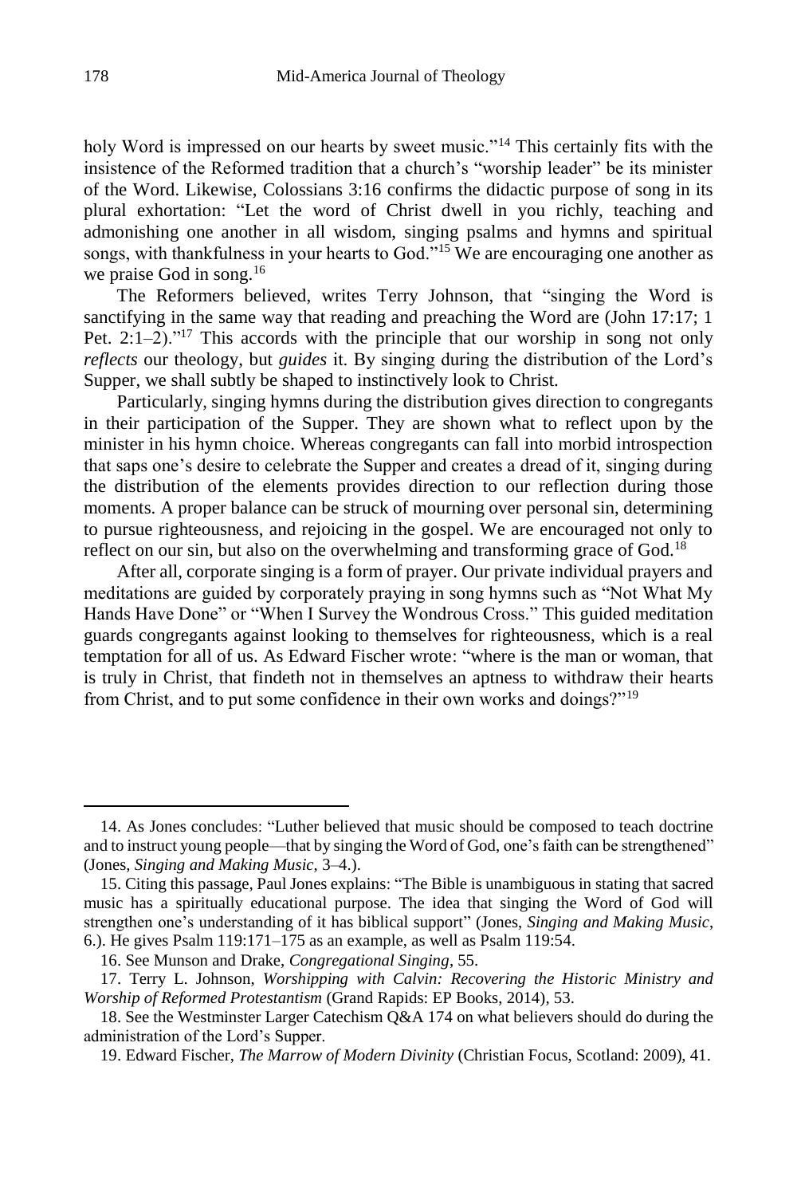holy Word is impressed on our hearts by sweet music."[14] This certainly fits with the insistence of the Reformed tradition that a church's "worship leader" be its minister of the Word. Likewise, Colossians 3:16 confirms the didactic purpose of song in its plural exhortation: "Let the word of Christ dwell in you richly, teaching and admonishing one another in all wisdom, singing psalms and hymns and spiritual songs, with thankfulness in your hearts to God."[15] We are encouraging one another as we praise God in song.[16]

The Reformers believed, writes Terry Johnson, that "singing the Word is sanctifying in the same way that reading and preaching the Word are (John 17:17; 1 Pet. 2:1–2)."[17] This accords with the principle that our worship in song not only *reflects* our theology, but *guides* it. By singing during the distribution of the Lord's Supper, we shall subtly be shaped to instinctively look to Christ.

Particularly, singing hymns during the distribution gives direction to congregants in their participation of the Supper. They are shown what to reflect upon by the minister in his hymn choice. Whereas congregants can fall into morbid introspection that saps one's desire to celebrate the Supper and creates a dread of it, singing during the distribution of the elements provides direction to our reflection during those moments. A proper balance can be struck of mourning over personal sin, determining to pursue righteousness, and rejoicing in the gospel. We are encouraged not only to reflect on our sin, but also on the overwhelming and transforming grace of God.[18]

After all, corporate singing is a form of prayer. Our private individual prayers and meditations are guided by corporately praying in song hymns such as "Not What My Hands Have Done" or "When I Survey the Wondrous Cross." This guided meditation guards congregants against looking to themselves for righteousness, which is a real temptation for all of us. As Edward Fischer wrote: "where is the man or woman, that is truly in Christ, that findeth not in themselves an aptness to withdraw their hearts from Christ, and to put some confidence in their own works and doings?"[19]

---

14. As Jones concludes: "Luther believed that music should be composed to teach doctrine and to instruct young people—that by singing the Word of God, one's faith can be strengthened" (Jones, *Singing and Making Music*, 3–4.).

15. Citing this passage, Paul Jones explains: "The Bible is unambiguous in stating that sacred music has a spiritually educational purpose. The idea that singing the Word of God will strengthen one's understanding of it has biblical support" (Jones, *Singing and Making Music*, 6.). He gives Psalm 119:171–175 as an example, as well as Psalm 119:54.

16. See Munson and Drake, *Congregational Singing*, 55.

17. Terry L. Johnson, *Worshipping with Calvin: Recovering the Historic Ministry and Worship of Reformed Protestantism* (Grand Rapids: EP Books, 2014), 53.

18. See the Westminster Larger Catechism Q&A 174 on what believers should do during the administration of the Lord's Supper.

19. Edward Fischer, *The Marrow of Modern Divinity* (Christian Focus, Scotland: 2009), 41.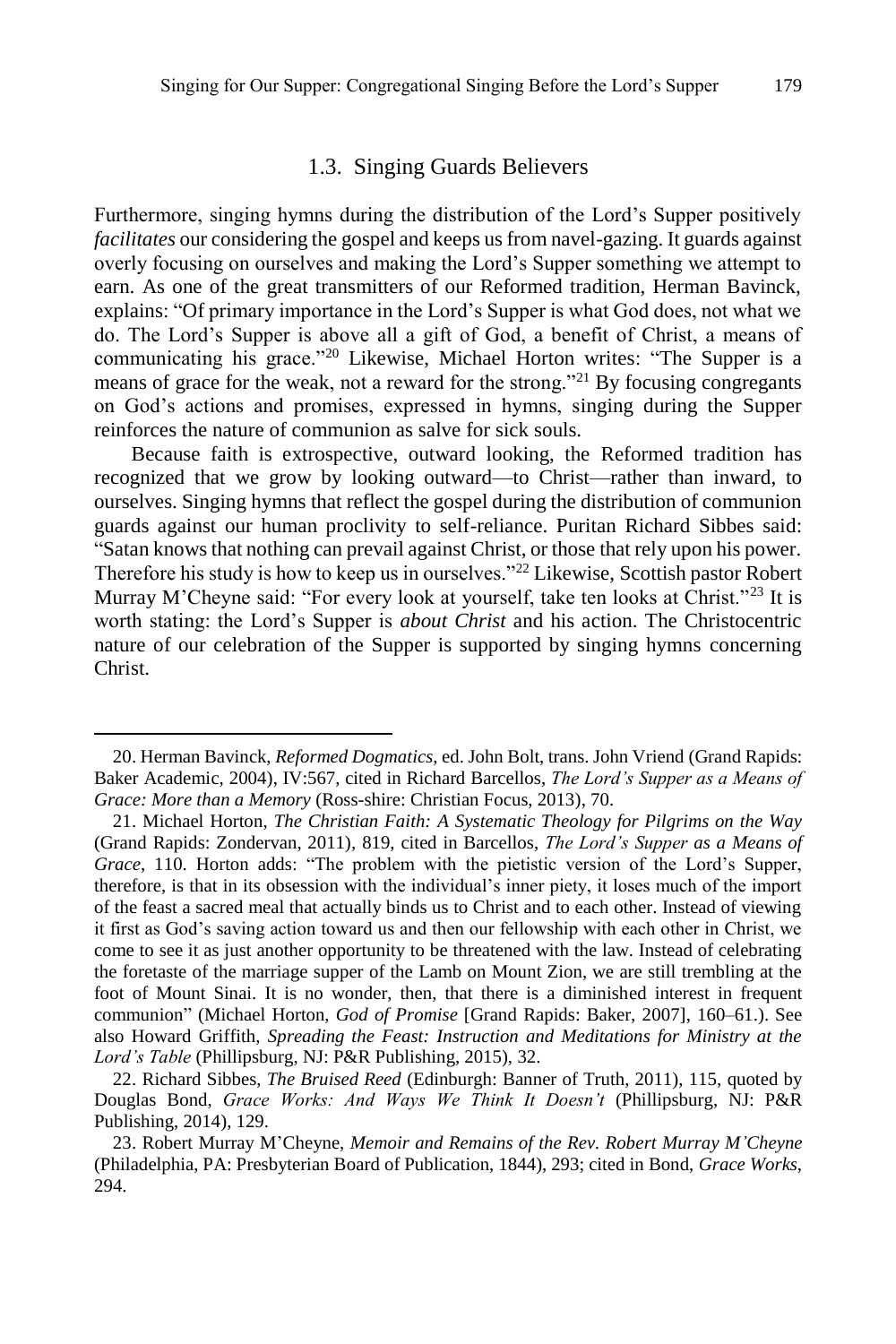### 1.3. Singing Guards Believers

Furthermore, singing hymns during the distribution of the Lord's Supper positively *facilitates* our considering the gospel and keeps us from navel-gazing. It guards against overly focusing on ourselves and making the Lord's Supper something we attempt to earn. As one of the great transmitters of our Reformed tradition, Herman Bavinck, explains: "Of primary importance in the Lord's Supper is what God does, not what we do. The Lord's Supper is above all a gift of God, a benefit of Christ, a means of communicating his grace."[20] Likewise, Michael Horton writes: "The Supper is a means of grace for the weak, not a reward for the strong."[21] By focusing congregants on God's actions and promises, expressed in hymns, singing during the Supper reinforces the nature of communion as salve for sick souls.

Because faith is extrospective, outward looking, the Reformed tradition has recognized that we grow by looking outward—to Christ—rather than inward, to ourselves. Singing hymns that reflect the gospel during the distribution of communion guards against our human proclivity to self-reliance. Puritan Richard Sibbes said: "Satan knows that nothing can prevail against Christ, or those that rely upon his power. Therefore his study is how to keep us in ourselves."[22] Likewise, Scottish pastor Robert Murray M'Cheyne said: "For every look at yourself, take ten looks at Christ."[23] It is worth stating: the Lord's Supper is *about Christ* and his action. The Christocentric nature of our celebration of the Supper is supported by singing hymns concerning Christ.

---

20. Herman Bavinck, *Reformed Dogmatics*, ed. John Bolt, trans. John Vriend (Grand Rapids: Baker Academic, 2004), IV:567, cited in Richard Barcellos, *The Lord's Supper as a Means of Grace: More than a Memory* (Ross-shire: Christian Focus, 2013), 70.

21. Michael Horton, *The Christian Faith: A Systematic Theology for Pilgrims on the Way* (Grand Rapids: Zondervan, 2011), 819, cited in Barcellos, *The Lord's Supper as a Means of Grace*, 110. Horton adds: "The problem with the pietistic version of the Lord's Supper, therefore, is that in its obsession with the individual's inner piety, it loses much of the import of the feast a sacred meal that actually binds us to Christ and to each other. Instead of viewing it first as God's saving action toward us and then our fellowship with each other in Christ, we come to see it as just another opportunity to be threatened with the law. Instead of celebrating the foretaste of the marriage supper of the Lamb on Mount Zion, we are still trembling at the foot of Mount Sinai. It is no wonder, then, that there is a diminished interest in frequent communion" (Michael Horton, *God of Promise* [Grand Rapids: Baker, 2007], 160–61.). See also Howard Griffith, *Spreading the Feast: Instruction and Meditations for Ministry at the Lord's Table* (Phillipsburg, NJ: P&R Publishing, 2015), 32.

22. Richard Sibbes, *The Bruised Reed* (Edinburgh: Banner of Truth, 2011), 115, quoted by Douglas Bond, *Grace Works: And Ways We Think It Doesn't* (Phillipsburg, NJ: P&R Publishing, 2014), 129.

23. Robert Murray M'Cheyne, *Memoir and Remains of the Rev. Robert Murray M'Cheyne* (Philadelphia, PA: Presbyterian Board of Publication, 1844), 293; cited in Bond, *Grace Works*, 294.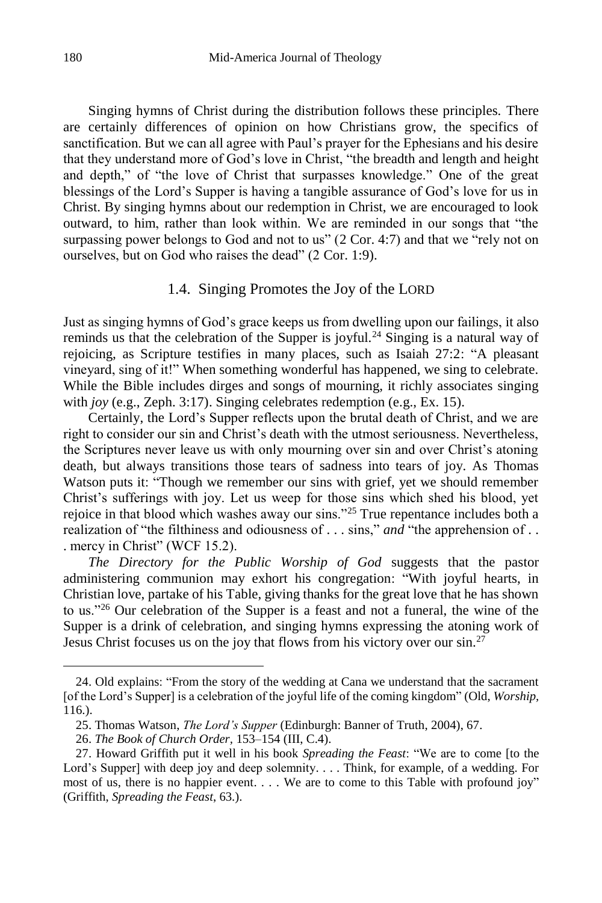Singing hymns of Christ during the distribution follows these principles. There are certainly differences of opinion on how Christians grow, the specifics of sanctification. But we can all agree with Paul's prayer for the Ephesians and his desire that they understand more of God's love in Christ, "the breadth and length and height and depth," of "the love of Christ that surpasses knowledge." One of the great blessings of the Lord's Supper is having a tangible assurance of God's love for us in Christ. By singing hymns about our redemption in Christ, we are encouraged to look outward, to him, rather than look within. We are reminded in our songs that "the surpassing power belongs to God and not to us" (2 Cor. 4:7) and that we "rely not on ourselves, but on God who raises the dead" (2 Cor. 1:9).

### 1.4. Singing Promotes the Joy of the LORD

Just as singing hymns of God's grace keeps us from dwelling upon our failings, it also reminds us that the celebration of the Supper is joyful.[24] Singing is a natural way of rejoicing, as Scripture testifies in many places, such as Isaiah 27:2: "A pleasant vineyard, sing of it!" When something wonderful has happened, we sing to celebrate. While the Bible includes dirges and songs of mourning, it richly associates singing with *joy* (e.g., Zeph. 3:17). Singing celebrates redemption (e.g., Ex. 15).

Certainly, the Lord's Supper reflects upon the brutal death of Christ, and we are right to consider our sin and Christ's death with the utmost seriousness. Nevertheless, the Scriptures never leave us with only mourning over sin and over Christ's atoning death, but always transitions those tears of sadness into tears of joy. As Thomas Watson puts it: "Though we remember our sins with grief, yet we should remember Christ's sufferings with joy. Let us weep for those sins which shed his blood, yet rejoice in that blood which washes away our sins."[25] True repentance includes both a realization of "the filthiness and odiousness of . . . sins," *and* "the apprehension of . . . mercy in Christ" (WCF 15.2).

*The Directory for the Public Worship of God* suggests that the pastor administering communion may exhort his congregation: "With joyful hearts, in Christian love, partake of his Table, giving thanks for the great love that he has shown to us."[26] Our celebration of the Supper is a feast and not a funeral, the wine of the Supper is a drink of celebration, and singing hymns expressing the atoning work of Jesus Christ focuses us on the joy that flows from his victory over our sin.[27]

---

24. Old explains: "From the story of the wedding at Cana we understand that the sacrament [of the Lord's Supper] is a celebration of the joyful life of the coming kingdom" (Old, *Worship*, 116.).

25. Thomas Watson, *The Lord's Supper* (Edinburgh: Banner of Truth, 2004), 67.

26. *The Book of Church Order,* 153–154 (III, C.4).

27. Howard Griffith put it well in his book *Spreading the Feast*: "We are to come [to the Lord's Supper] with deep joy and deep solemnity. . . . Think, for example, of a wedding. For most of us, there is no happier event. . . . We are to come to this Table with profound joy" (Griffith, *Spreading the Feast*, 63.).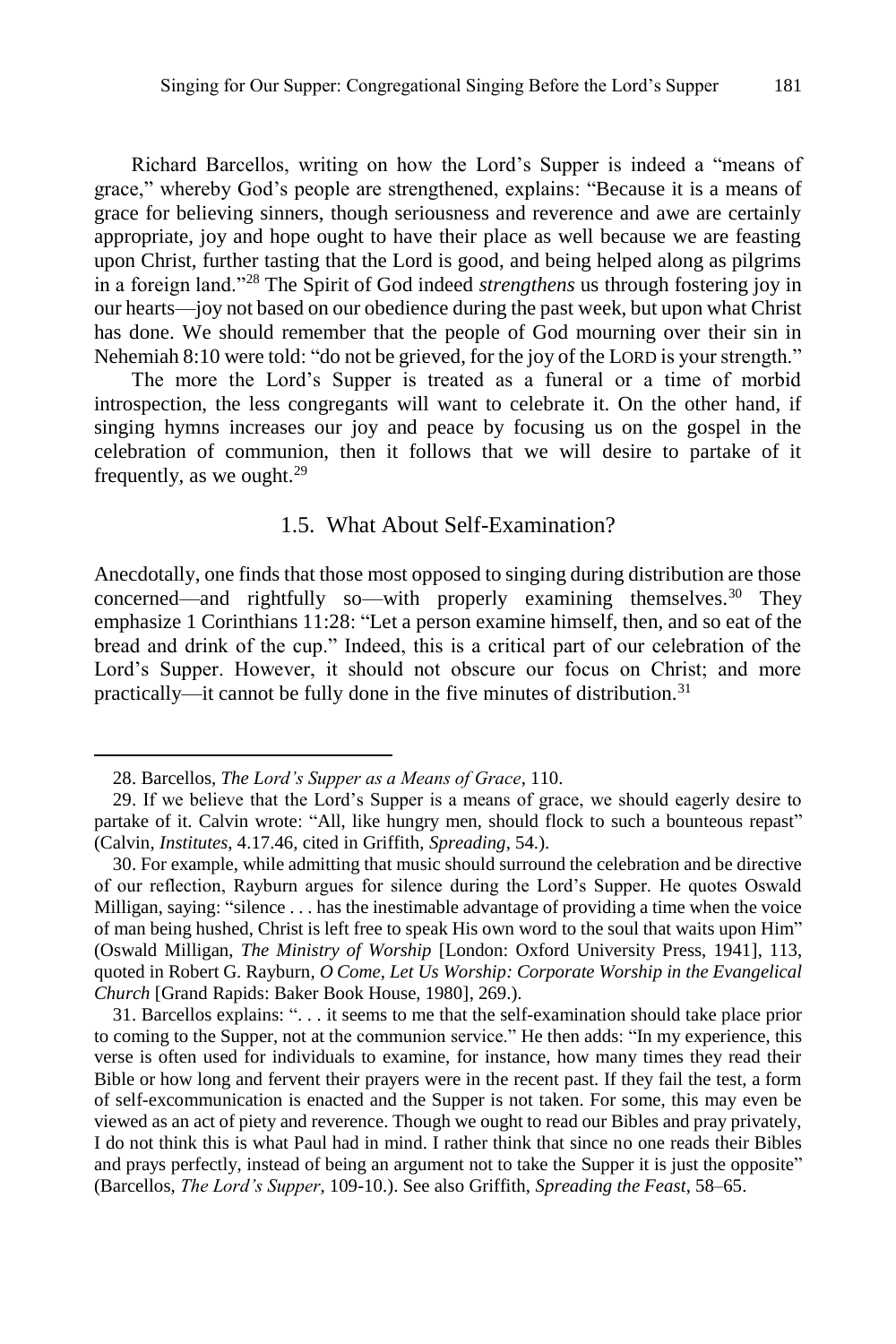Richard Barcellos, writing on how the Lord's Supper is indeed a "means of grace," whereby God's people are strengthened, explains: "Because it is a means of grace for believing sinners, though seriousness and reverence and awe are certainly appropriate, joy and hope ought to have their place as well because we are feasting upon Christ, further tasting that the Lord is good, and being helped along as pilgrims in a foreign land."[28] The Spirit of God indeed *strengthens* us through fostering joy in our hearts—joy not based on our obedience during the past week, but upon what Christ has done. We should remember that the people of God mourning over their sin in Nehemiah 8:10 were told: "do not be grieved, for the joy of the LORD is your strength."

The more the Lord's Supper is treated as a funeral or a time of morbid introspection, the less congregants will want to celebrate it. On the other hand, if singing hymns increases our joy and peace by focusing us on the gospel in the celebration of communion, then it follows that we will desire to partake of it frequently, as we ought.[29]

### 1.5. What About Self-Examination?

Anecdotally, one finds that those most opposed to singing during distribution are those concerned—and rightfully so—with properly examining themselves.[30] They emphasize 1 Corinthians 11:28: "Let a person examine himself, then, and so eat of the bread and drink of the cup." Indeed, this is a critical part of our celebration of the Lord's Supper. However, it should not obscure our focus on Christ; and more practically—it cannot be fully done in the five minutes of distribution.[31]

---

28. Barcellos, *The Lord's Supper as a Means of Grace*, 110.

29. If we believe that the Lord's Supper is a means of grace, we should eagerly desire to partake of it. Calvin wrote: "All, like hungry men, should flock to such a bounteous repast" (Calvin, *Institutes*, 4.17.46, cited in Griffith, *Spreading*, 54.).

30. For example, while admitting that music should surround the celebration and be directive of our reflection, Rayburn argues for silence during the Lord's Supper. He quotes Oswald Milligan, saying: "silence . . . has the inestimable advantage of providing a time when the voice of man being hushed, Christ is left free to speak His own word to the soul that waits upon Him" (Oswald Milligan, *The Ministry of Worship* [London: Oxford University Press, 1941], 113, quoted in Robert G. Rayburn, *O Come, Let Us Worship: Corporate Worship in the Evangelical Church* [Grand Rapids: Baker Book House, 1980], 269.).

31. Barcellos explains: ". . . it seems to me that the self-examination should take place prior to coming to the Supper, not at the communion service." He then adds: "In my experience, this verse is often used for individuals to examine, for instance, how many times they read their Bible or how long and fervent their prayers were in the recent past. If they fail the test, a form of self-excommunication is enacted and the Supper is not taken. For some, this may even be viewed as an act of piety and reverence. Though we ought to read our Bibles and pray privately, I do not think this is what Paul had in mind. I rather think that since no one reads their Bibles and prays perfectly, instead of being an argument not to take the Supper it is just the opposite" (Barcellos, *The Lord's Supper*, 109-10.). See also Griffith, *Spreading the Feast*, 58–65.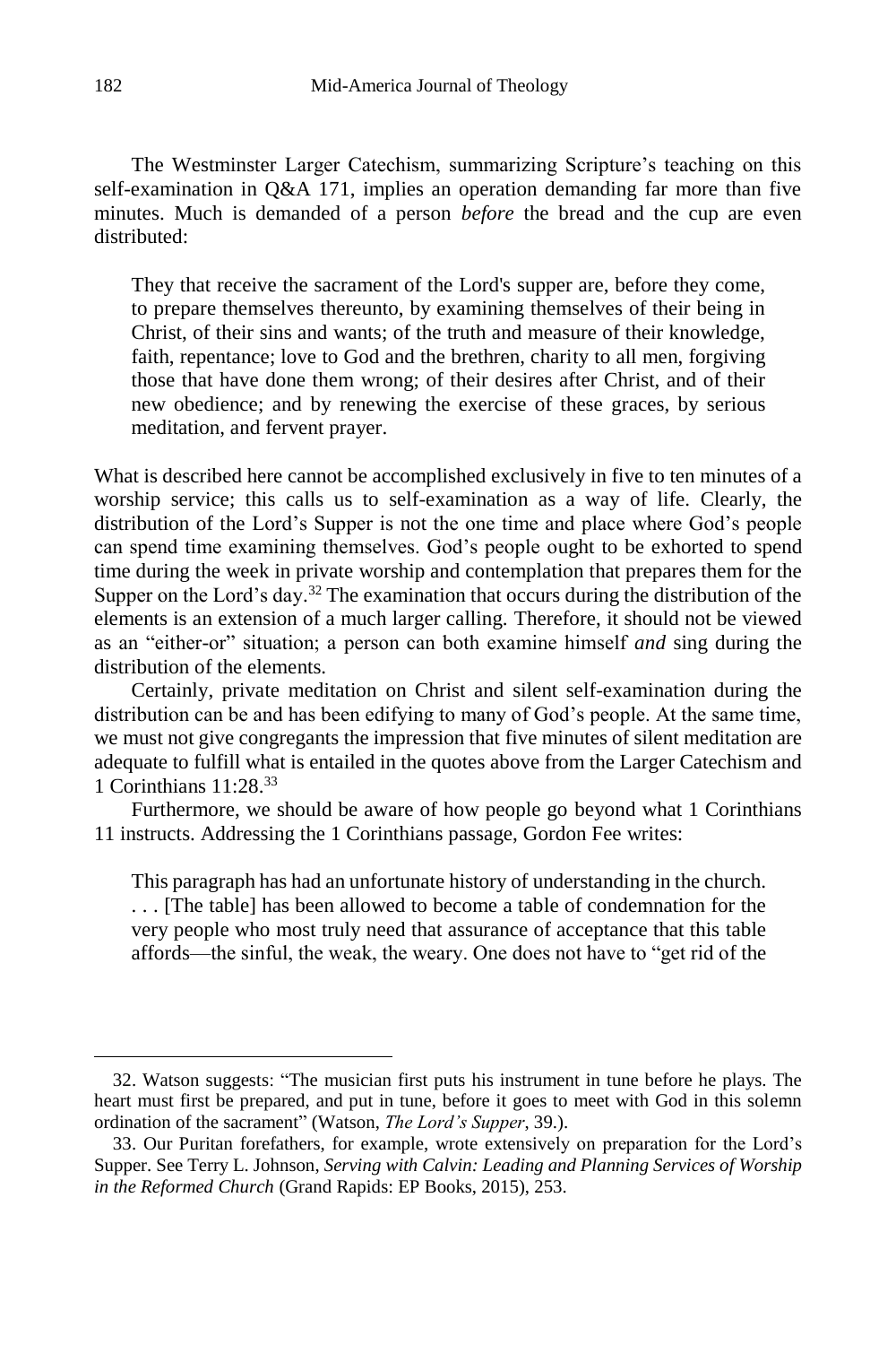The Westminster Larger Catechism, summarizing Scripture's teaching on this self-examination in Q&A 171, implies an operation demanding far more than five minutes. Much is demanded of a person *before* the bread and the cup are even distributed:

> They that receive the sacrament of the Lord's supper are, before they come, to prepare themselves thereunto, by examining themselves of their being in Christ, of their sins and wants; of the truth and measure of their knowledge, faith, repentance; love to God and the brethren, charity to all men, forgiving those that have done them wrong; of their desires after Christ, and of their new obedience; and by renewing the exercise of these graces, by serious meditation, and fervent prayer.

What is described here cannot be accomplished exclusively in five to ten minutes of a worship service; this calls us to self-examination as a way of life. Clearly, the distribution of the Lord's Supper is not the one time and place where God's people can spend time examining themselves. God's people ought to be exhorted to spend time during the week in private worship and contemplation that prepares them for the Supper on the Lord's day.[32] The examination that occurs during the distribution of the elements is an extension of a much larger calling. Therefore, it should not be viewed as an "either-or" situation; a person can both examine himself *and* sing during the distribution of the elements.

Certainly, private meditation on Christ and silent self-examination during the distribution can be and has been edifying to many of God's people. At the same time, we must not give congregants the impression that five minutes of silent meditation are adequate to fulfill what is entailed in the quotes above from the Larger Catechism and 1 Corinthians 11:28.[33]

Furthermore, we should be aware of how people go beyond what 1 Corinthians 11 instructs. Addressing the 1 Corinthians passage, Gordon Fee writes:

> This paragraph has had an unfortunate history of understanding in the church. . . . [The table] has been allowed to become a table of condemnation for the very people who most truly need that assurance of acceptance that this table affords—the sinful, the weak, the weary. One does not have to "get rid of the

---

32. Watson suggests: "The musician first puts his instrument in tune before he plays. The heart must first be prepared, and put in tune, before it goes to meet with God in this solemn ordination of the sacrament" (Watson, *The Lord's Supper*, 39.).

33. Our Puritan forefathers, for example, wrote extensively on preparation for the Lord's Supper. See Terry L. Johnson, *Serving with Calvin: Leading and Planning Services of Worship in the Reformed Church* (Grand Rapids: EP Books, 2015), 253.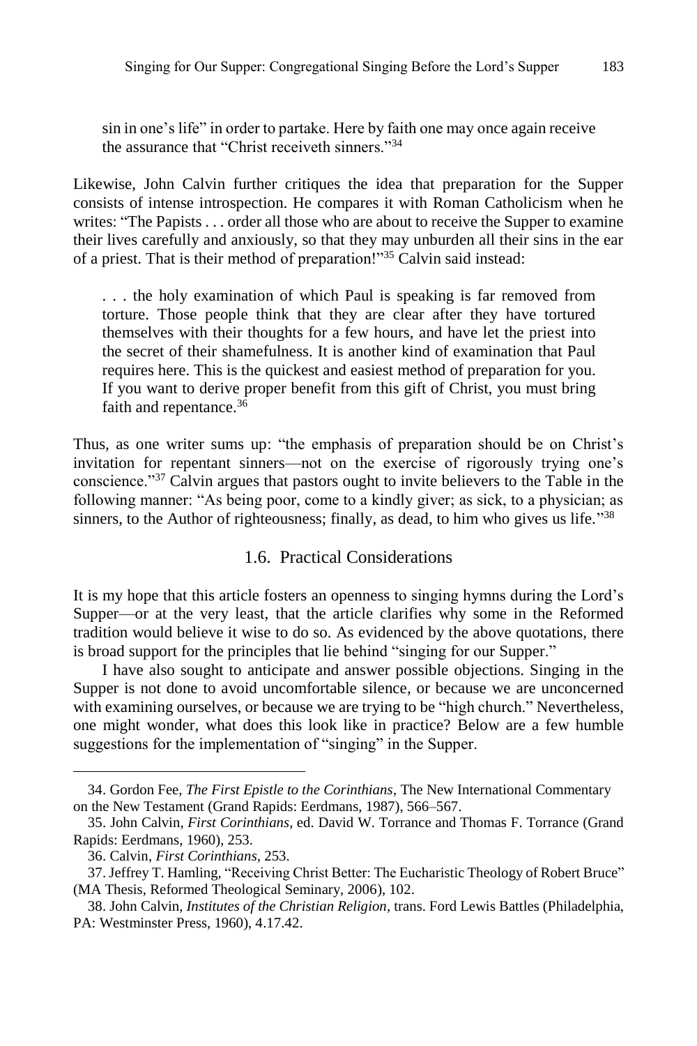> sin in one's life" in order to partake. Here by faith one may once again receive the assurance that "Christ receiveth sinners."[34]

Likewise, John Calvin further critiques the idea that preparation for the Supper consists of intense introspection. He compares it with Roman Catholicism when he writes: "The Papists . . . order all those who are about to receive the Supper to examine their lives carefully and anxiously, so that they may unburden all their sins in the ear of a priest. That is their method of preparation!"[35] Calvin said instead:

> . . . the holy examination of which Paul is speaking is far removed from torture. Those people think that they are clear after they have tortured themselves with their thoughts for a few hours, and have let the priest into the secret of their shamefulness. It is another kind of examination that Paul requires here. This is the quickest and easiest method of preparation for you. If you want to derive proper benefit from this gift of Christ, you must bring faith and repentance.[36]

Thus, as one writer sums up: "the emphasis of preparation should be on Christ's invitation for repentant sinners—not on the exercise of rigorously trying one's conscience."[37] Calvin argues that pastors ought to invite believers to the Table in the following manner: "As being poor, come to a kindly giver; as sick, to a physician; as sinners, to the Author of righteousness; finally, as dead, to him who gives us life."[38]

### 1.6. Practical Considerations

It is my hope that this article fosters an openness to singing hymns during the Lord's Supper—or at the very least, that the article clarifies why some in the Reformed tradition would believe it wise to do so. As evidenced by the above quotations, there is broad support for the principles that lie behind "singing for our Supper."

I have also sought to anticipate and answer possible objections. Singing in the Supper is not done to avoid uncomfortable silence, or because we are unconcerned with examining ourselves, or because we are trying to be "high church." Nevertheless, one might wonder, what does this look like in practice? Below are a few humble suggestions for the implementation of "singing" in the Supper.

---

34. Gordon Fee, *The First Epistle to the Corinthians*, The New International Commentary on the New Testament (Grand Rapids: Eerdmans, 1987), 566–567.

35. John Calvin, *First Corinthians*, ed. David W. Torrance and Thomas F. Torrance (Grand Rapids: Eerdmans, 1960), 253.

36. Calvin, *First Corinthians*, 253.

37. Jeffrey T. Hamling, "Receiving Christ Better: The Eucharistic Theology of Robert Bruce" (MA Thesis, Reformed Theological Seminary, 2006), 102.

38. John Calvin, *Institutes of the Christian Religion*, trans. Ford Lewis Battles (Philadelphia, PA: Westminster Press, 1960), 4.17.42.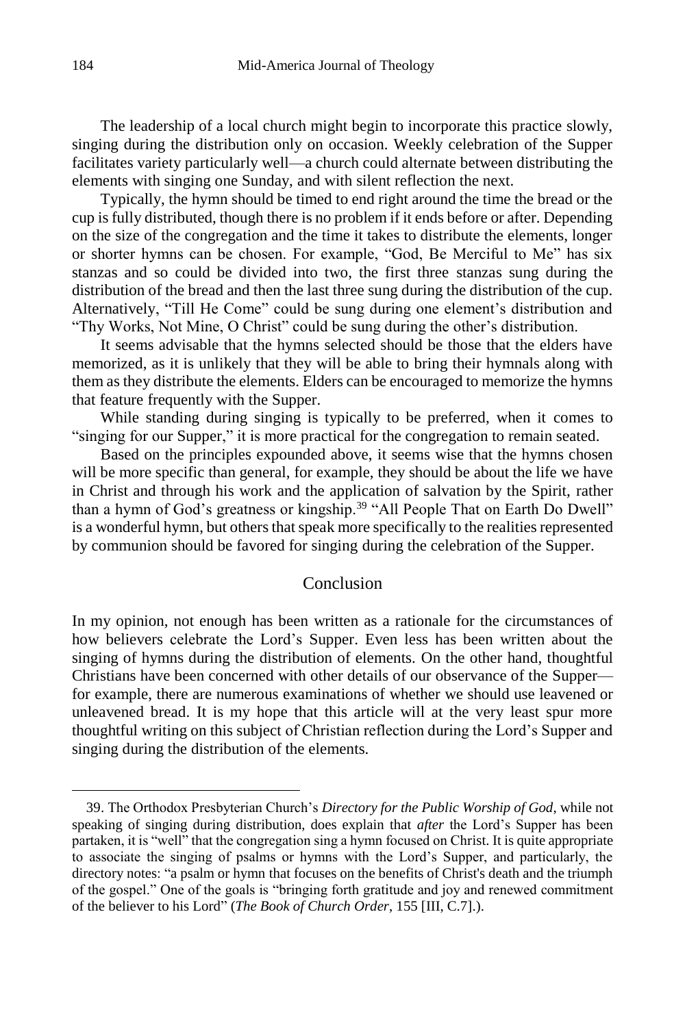The leadership of a local church might begin to incorporate this practice slowly, singing during the distribution only on occasion. Weekly celebration of the Supper facilitates variety particularly well—a church could alternate between distributing the elements with singing one Sunday, and with silent reflection the next.

Typically, the hymn should be timed to end right around the time the bread or the cup is fully distributed, though there is no problem if it ends before or after. Depending on the size of the congregation and the time it takes to distribute the elements, longer or shorter hymns can be chosen. For example, "God, Be Merciful to Me" has six stanzas and so could be divided into two, the first three stanzas sung during the distribution of the bread and then the last three sung during the distribution of the cup. Alternatively, "Till He Come" could be sung during one element's distribution and "Thy Works, Not Mine, O Christ" could be sung during the other's distribution.

It seems advisable that the hymns selected should be those that the elders have memorized, as it is unlikely that they will be able to bring their hymnals along with them as they distribute the elements. Elders can be encouraged to memorize the hymns that feature frequently with the Supper.

While standing during singing is typically to be preferred, when it comes to "singing for our Supper," it is more practical for the congregation to remain seated.

Based on the principles expounded above, it seems wise that the hymns chosen will be more specific than general, for example, they should be about the life we have in Christ and through his work and the application of salvation by the Spirit, rather than a hymn of God's greatness or kingship.[39] "All People That on Earth Do Dwell" is a wonderful hymn, but others that speak more specifically to the realities represented by communion should be favored for singing during the celebration of the Supper.

## Conclusion

In my opinion, not enough has been written as a rationale for the circumstances of how believers celebrate the Lord's Supper. Even less has been written about the singing of hymns during the distribution of elements. On the other hand, thoughtful Christians have been concerned with other details of our observance of the Supper—for example, there are numerous examinations of whether we should use leavened or unleavened bread. It is my hope that this article will at the very least spur more thoughtful writing on this subject of Christian reflection during the Lord's Supper and singing during the distribution of the elements.

---

39. The Orthodox Presbyterian Church's *Directory for the Public Worship of God*, while not speaking of singing during distribution, does explain that *after* the Lord's Supper has been partaken, it is "well" that the congregation sing a hymn focused on Christ. It is quite appropriate to associate the singing of psalms or hymns with the Lord's Supper, and particularly, the directory notes: "a psalm or hymn that focuses on the benefits of Christ's death and the triumph of the gospel." One of the goals is "bringing forth gratitude and joy and renewed commitment of the believer to his Lord" (*The Book of Church Order*, 155 [III, C.7].).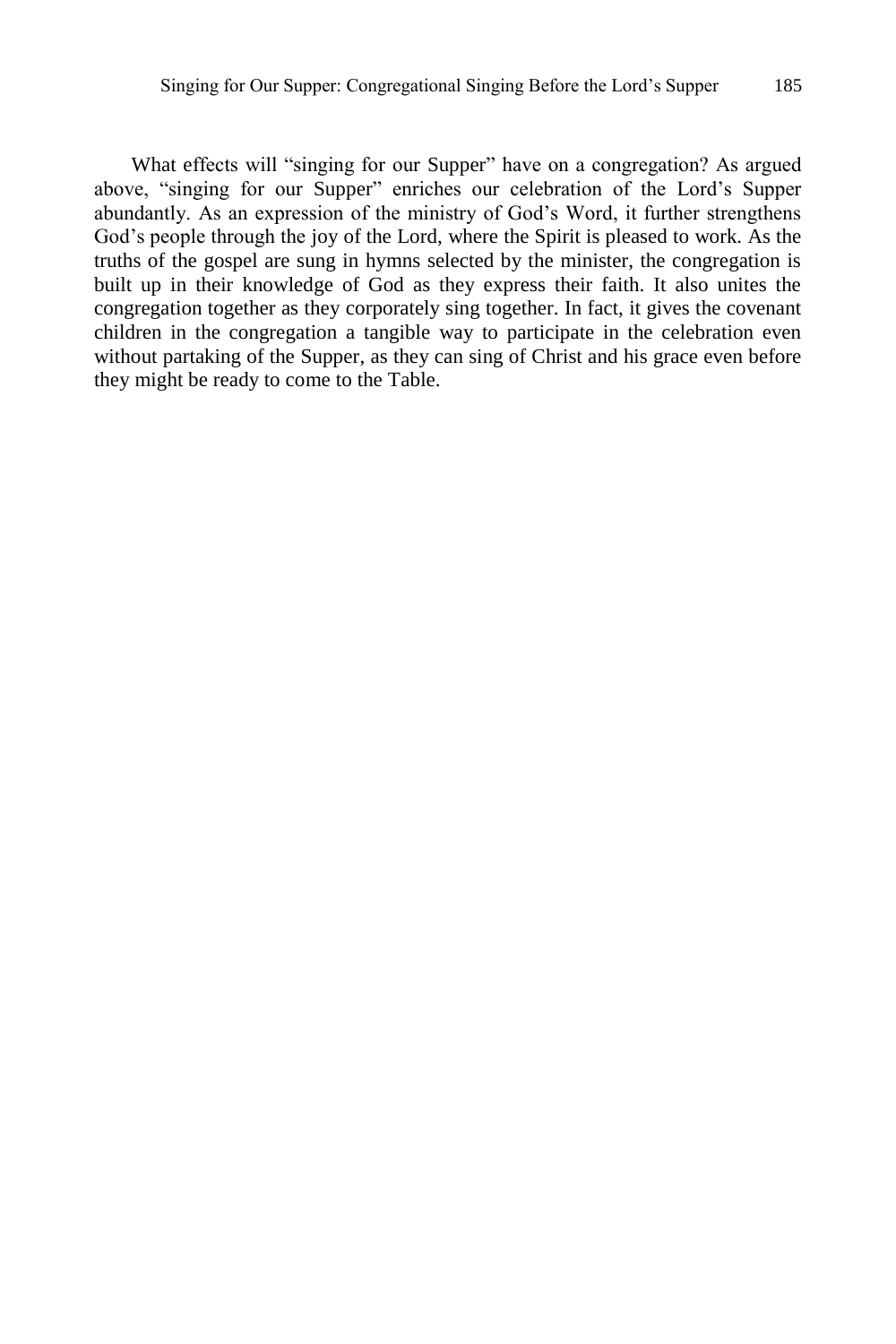What effects will "singing for our Supper" have on a congregation? As argued above, "singing for our Supper" enriches our celebration of the Lord's Supper abundantly. As an expression of the ministry of God's Word, it further strengthens God's people through the joy of the Lord, where the Spirit is pleased to work. As the truths of the gospel are sung in hymns selected by the minister, the congregation is built up in their knowledge of God as they express their faith. It also unites the congregation together as they corporately sing together. In fact, it gives the covenant children in the congregation a tangible way to participate in the celebration even without partaking of the Supper, as they can sing of Christ and his grace even before they might be ready to come to the Table.